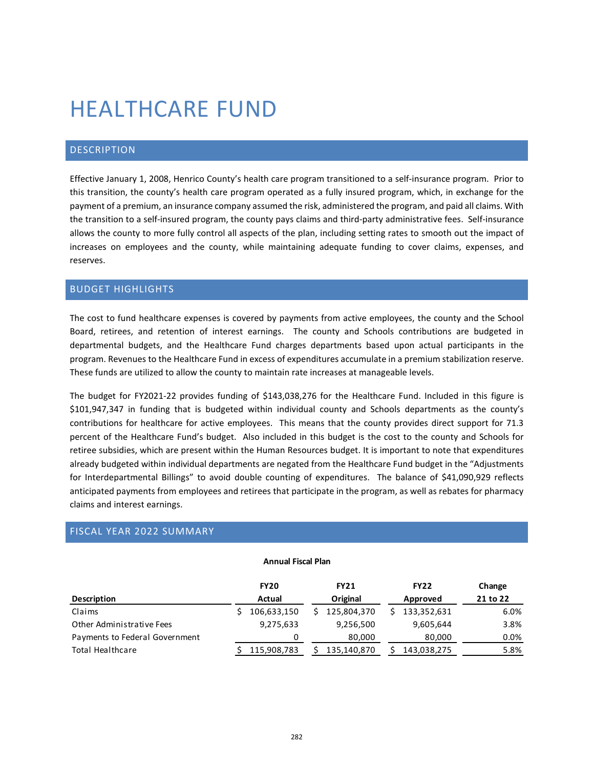# HEALTHCARE FUND

## DESCRIPTION

Effective January 1, 2008, Henrico County's health care program transitioned to a self-insurance program. Prior to this transition, the county's health care program operated as a fully insured program, which, in exchange for the payment of a premium, an insurance company assumed the risk, administered the program, and paid all claims. With the transition to a self-insured program, the county pays claims and third-party administrative fees. Self-insurance allows the county to more fully control all aspects of the plan, including setting rates to smooth out the impact of increases on employees and the county, while maintaining adequate funding to cover claims, expenses, and reserves.

## BUDGET HIGHLIGHTS

The cost to fund healthcare expenses is covered by payments from active employees, the county and the School Board, retirees, and retention of interest earnings. The county and Schools contributions are budgeted in departmental budgets, and the Healthcare Fund charges departments based upon actual participants in the program. Revenues to the Healthcare Fund in excess of expenditures accumulate in a premium stabilization reserve. These funds are utilized to allow the county to maintain rate increases at manageable levels.

The budget for FY2021-22 provides funding of $143,038,276 for the Healthcare Fund. Included in this figure is $101,947,347 in funding that is budgeted within individual county and Schools departments as the county's contributions for healthcare for active employees. This means that the county provides direct support for 71.3 percent of the Healthcare Fund's budget. Also included in this budget is the cost to the county and Schools for retiree subsidies, which are present within the Human Resources budget. It is important to note that expenditures already budgeted within individual departments are negated from the Healthcare Fund budget in the "Adjustments for Interdepartmental Billings" to avoid double counting of expenditures. The balance of $41,090,929 reflects anticipated payments from employees and retirees that participate in the program, as well as rebates for pharmacy claims and interest earnings.

## FISCAL YEAR 2022 SUMMARY

**Annual Fiscal Plan**

| Description | FY20 Actual | FY21 Original | FY22 Approved | Change 21 to 22 |
|---|---|---|---|---|
| Claims | $ 106,633,150 | $ 125,804,370 | $ 133,352,631 | 6.0% |
| Other Administrative Fees | 9,275,633 | 9,256,500 | 9,605,644 | 3.8% |
| Payments to Federal Government | 0 | 80,000 | 80,000 | 0.0% |
| Total Healthcare | $ 115,908,783 | $ 135,140,870 | $ 143,038,275 | 5.8% |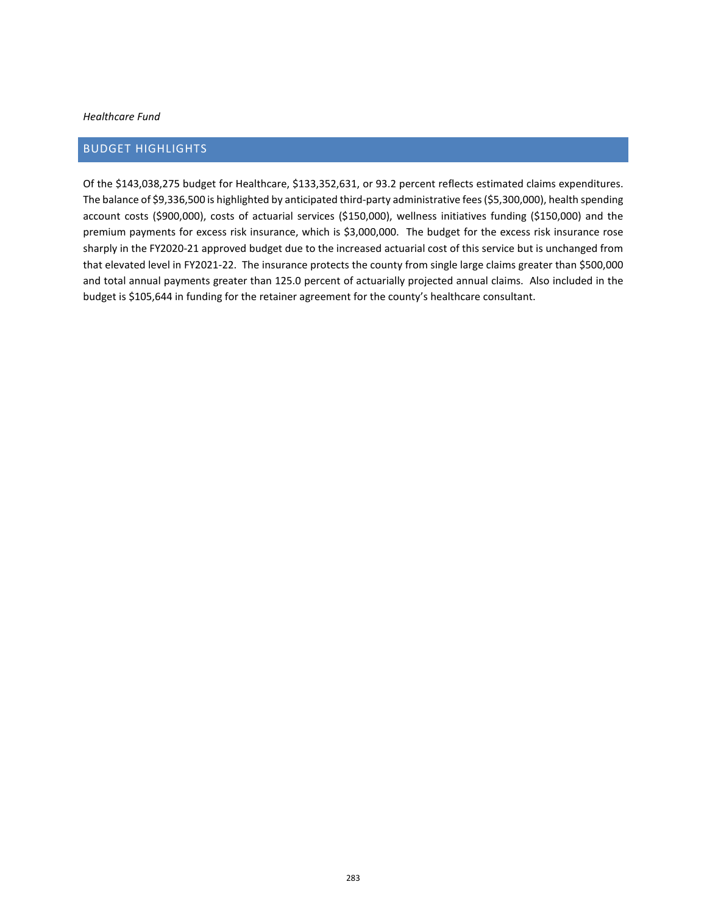*Healthcare Fund*

## BUDGET HIGHLIGHTS

Of the $143,038,275 budget for Healthcare, $133,352,631, or 93.2 percent reflects estimated claims expenditures. The balance of $9,336,500 is highlighted by anticipated third-party administrative fees ($5,300,000), health spending account costs ($900,000), costs of actuarial services ($150,000), wellness initiatives funding ($150,000) and the premium payments for excess risk insurance, which is $3,000,000. The budget for the excess risk insurance rose sharply in the FY2020-21 approved budget due to the increased actuarial cost of this service but is unchanged from that elevated level in FY2021-22. The insurance protects the county from single large claims greater than $500,000 and total annual payments greater than 125.0 percent of actuarially projected annual claims. Also included in the budget is $105,644 in funding for the retainer agreement for the county's healthcare consultant.